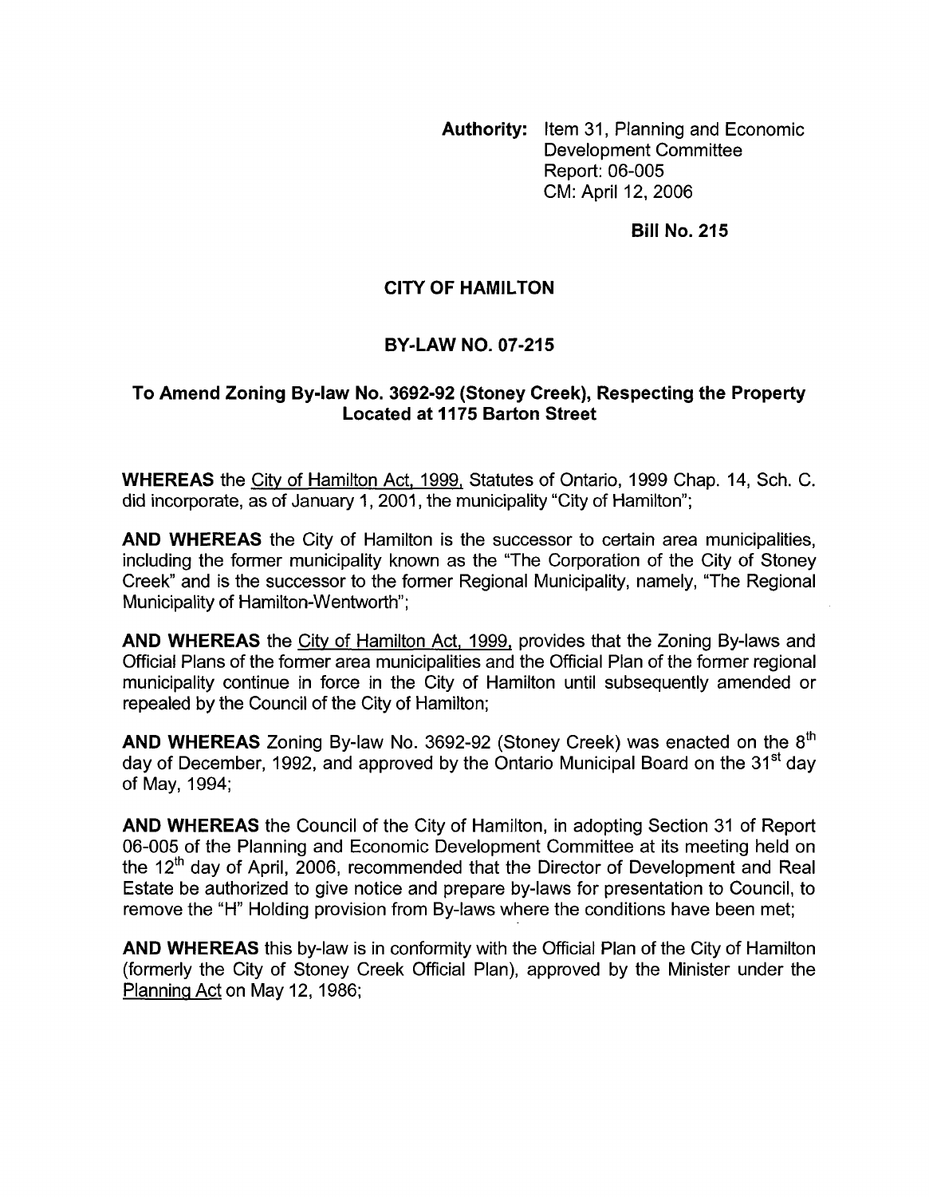**Authority:** Item 31, Planning and Economic Development Committee Report: 06-005 CM: April 12, 2006

**Bill No. 215**

# CITY OF HAMILTON

## BY-LAW NO. 07-215

### To Amend Zoning By-law No. 3692-92 (Stoney Creek), Respecting the Property Located at 1175 Barton Street

**WHEREAS** the City of Hamilton Act, 1999, Statutes of Ontario, 1999 Chap. 14, Sch. C. did incorporate, as of January 1, 2001, the municipality "City of Hamilton";

**AND WHEREAS** the City of Hamilton is the successor to certain area municipalities, including the former municipality known as the "The Corporation of the City of Stoney Creek" and is the successor to the former Regional Municipality, namely, "The Regional Municipality of Hamilton-Wentworth";

**AND WHEREAS** the City of Hamilton Act, 1999, provides that the Zoning By-laws and Official Plans of the former area municipalities and the Official Plan of the former regional municipality continue in force in the City of Hamilton until subsequently amended or repealed by the Council of the City of Hamilton;

**AND WHEREAS** Zoning By-law No. 3692-92 (Stoney Creek) was enacted on the 8th day of December, 1992, and approved by the Ontario Municipal Board on the 31st day of May, 1994;

**AND WHEREAS** the Council of the City of Hamilton, in adopting Section 31 of Report 06-005 of the Planning and Economic Development Committee at its meeting held on the 12th day of April, 2006, recommended that the Director of Development and Real Estate be authorized to give notice and prepare by-laws for presentation to Council, to remove the "H" Holding provision from By-laws where the conditions have been met;

**AND WHEREAS** this by-law is in conformity with the Official Plan of the City of Hamilton (formerly the City of Stoney Creek Official Plan), approved by the Minister under the Planning Act on May 12, 1986;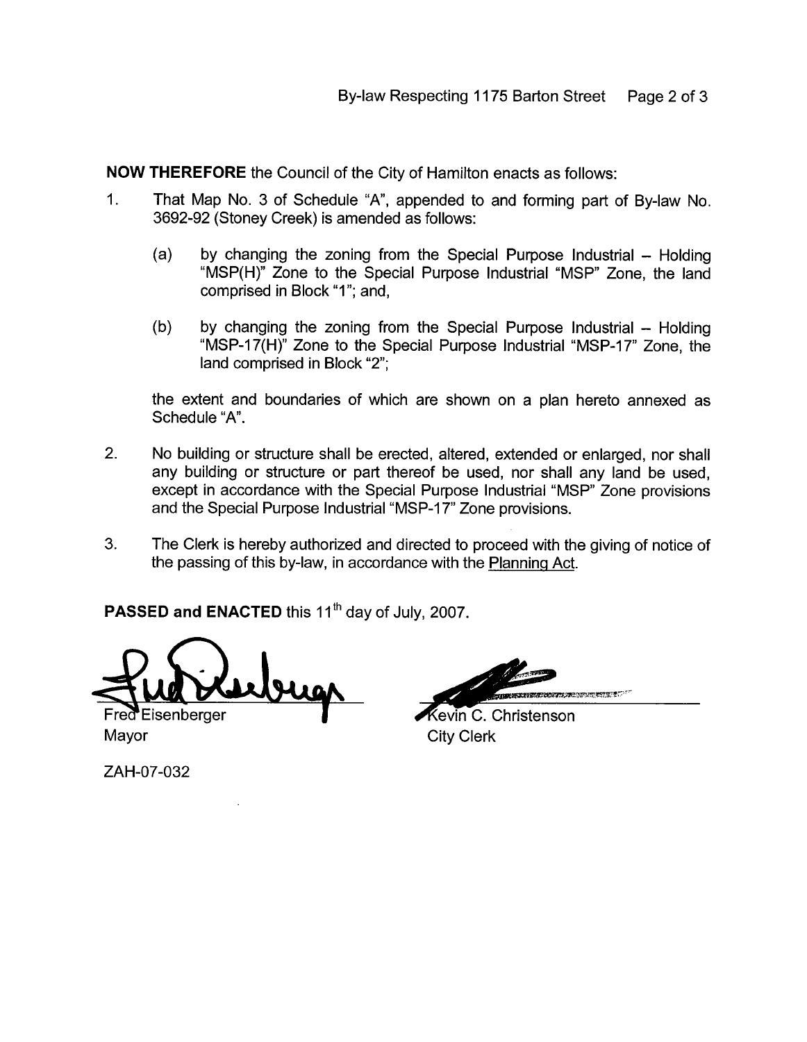**NOW THEREFORE** the Council of the City of Hamilton enacts as follows:

1. That Map No. 3 of Schedule "A", appended to and forming part of By-law No. 3692-92 (Stoney Creek) is amended as follows:

   (a) by changing the zoning from the Special Purpose Industrial – Holding "MSP(H)" Zone to the Special Purpose Industrial "MSP" Zone, the land comprised in Block "1"; and,

   (b) by changing the zoning from the Special Purpose Industrial – Holding "MSP-17(H)" Zone to the Special Purpose Industrial "MSP-17" Zone, the land comprised in Block "2";

   the extent and boundaries of which are shown on a plan hereto annexed as Schedule "A".

2. No building or structure shall be erected, altered, extended or enlarged, nor shall any building or structure or part thereof be used, nor shall any land be used, except in accordance with the Special Purpose Industrial "MSP" Zone provisions and the Special Purpose Industrial "MSP-17" Zone provisions.

3. The Clerk is hereby authorized and directed to proceed with the giving of notice of the passing of this by-law, in accordance with the Planning Act.

**PASSED and ENACTED** this 11th day of July, 2007.

Fred Eisenberger
Mayor

Kevin C. Christenson
City Clerk

ZAH-07-032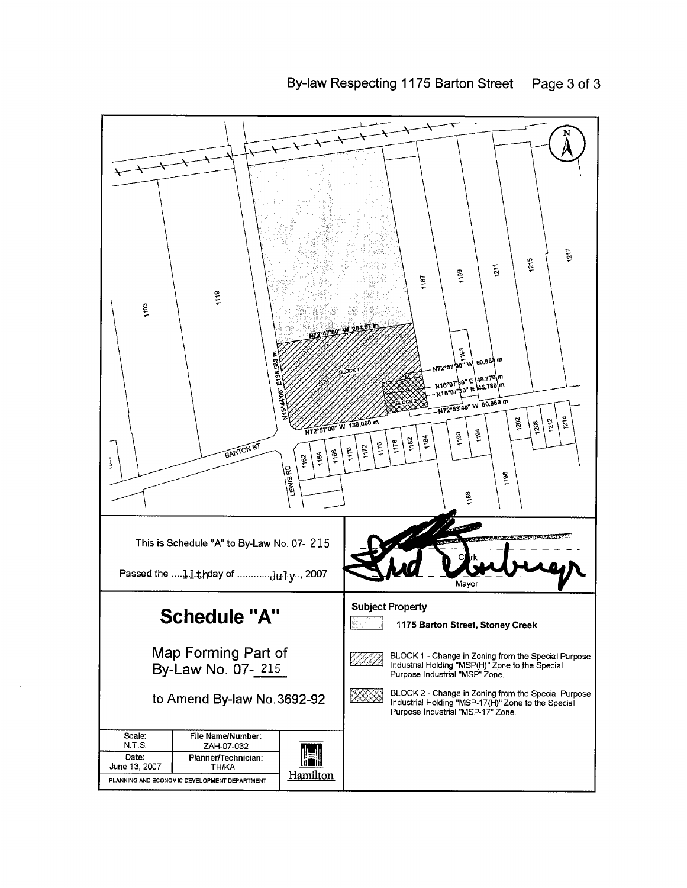This is Schedule "A" to By-Law No. 07- 215

Passed the ....11th day of ............July.., 2007

Clerk

Mayor

## Schedule "A"

Map Forming Part of By-Law No. 07- 215

to Amend By-law No.3692-92

| Scale: | File Name/Number: |
|---|---|
| N.T.S. | ZAH-07-032 |
| Date: | Planner/Technician: |
| June 13, 2007 | TH/KA |

PLANNING AND ECONOMIC DEVELOPMENT DEPARTMENT

Hamilton

**Subject Property**

1175 Barton Street, Stoney Creek

BLOCK 1 - Change in Zoning from the Special Purpose Industrial Holding "MSP(H)" Zone to the Special Purpose Industrial "MSP" Zone.

BLOCK 2 - Change in Zoning from the Special Purpose Industrial Holding "MSP-17(H)" Zone to the Special Purpose Industrial "MSP-17" Zone.

N

1103
1119
1187
1199
1211
1215
1217
1193
N72°47'00" W 204.97 m
N16°44'00" E138.583 m
BLOCK 1
BLOCK 2
N72°57'00" W 60.960 m
N16°07'30" E 48.770 m
N16°07'30" E 45.780 m
N72°53'40" W 60.960 m
N72°57'00" W 138.000 m
BARTON ST
LEWIS RD
1162
1164
1166
1170
1172
1176
1178
1182
1184
1190
1194
1202
1208
1212
1214
1198
1188